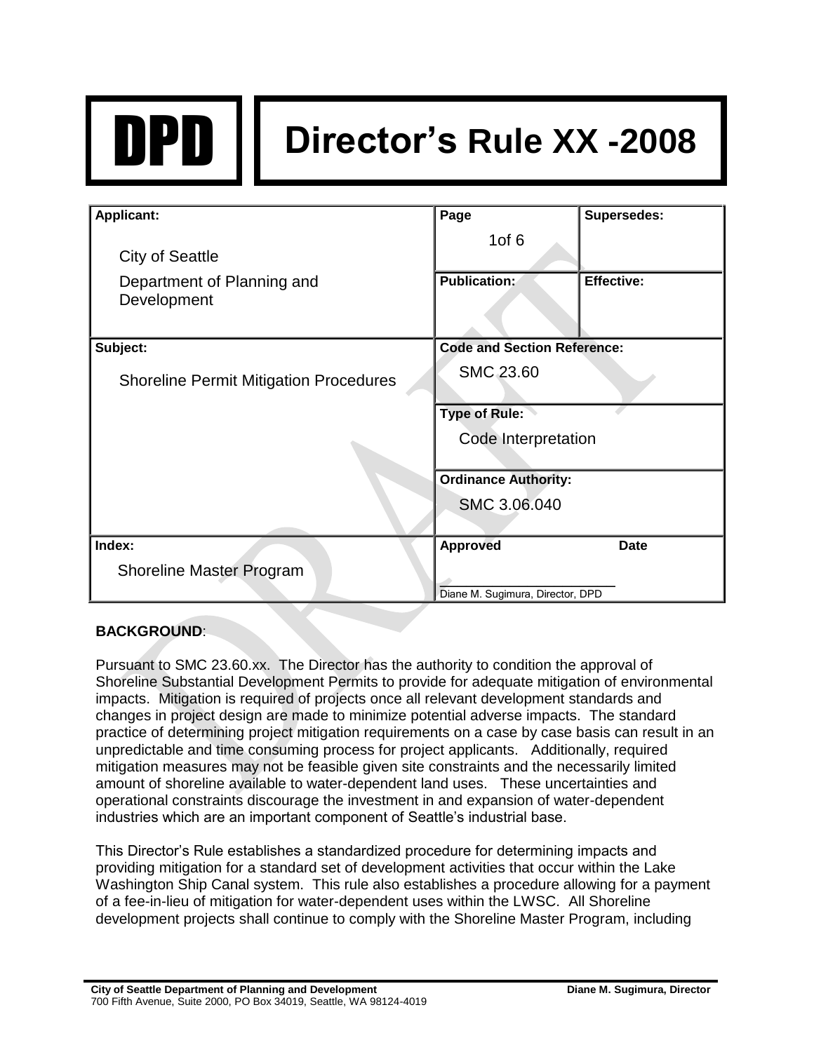# DPD Director's Rule XX -2008

| **Applicant:** | **Page** | **Supersedes:** |
|---|---|---|
| City of Seattle<br>Department of Planning and Development | 1of 6 | |
| | **Publication:** | **Effective:** |
| **Subject:** | **Code and Section Reference:** | |
| Shoreline Permit Mitigation Procedures | SMC 23.60 | |
| | **Type of Rule:** | |
| | Code Interpretation | |
| | **Ordinance Authority:** | |
| | SMC 3.06.040 | |
| **Index:** | **Approved** | **Date** |
| Shoreline Master Program | Diane M. Sugimura, Director, DPD | |

**BACKGROUND**:

Pursuant to SMC 23.60.xx. The Director has the authority to condition the approval of Shoreline Substantial Development Permits to provide for adequate mitigation of environmental impacts. Mitigation is required of projects once all relevant development standards and changes in project design are made to minimize potential adverse impacts. The standard practice of determining project mitigation requirements on a case by case basis can result in an unpredictable and time consuming process for project applicants. Additionally, required mitigation measures may not be feasible given site constraints and the necessarily limited amount of shoreline available to water-dependent land uses. These uncertainties and operational constraints discourage the investment in and expansion of water-dependent industries which are an important component of Seattle's industrial base.

This Director's Rule establishes a standardized procedure for determining impacts and providing mitigation for a standard set of development activities that occur within the Lake Washington Ship Canal system. This rule also establishes a procedure allowing for a payment of a fee-in-lieu of mitigation for water-dependent uses within the LWSC. All Shoreline development projects shall continue to comply with the Shoreline Master Program, including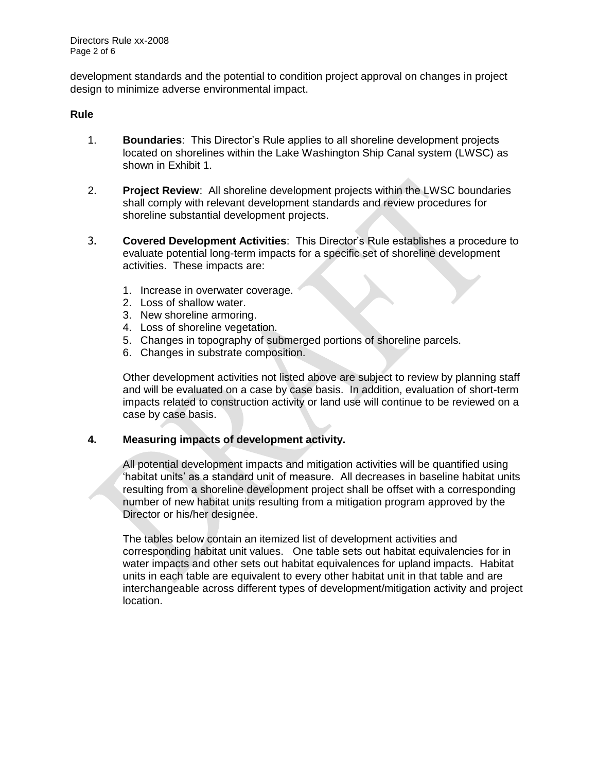development standards and the potential to condition project approval on changes in project design to minimize adverse environmental impact.

**Rule**

1. **Boundaries**: This Director's Rule applies to all shoreline development projects located on shorelines within the Lake Washington Ship Canal system (LWSC) as shown in Exhibit 1.

2. **Project Review**: All shoreline development projects within the LWSC boundaries shall comply with relevant development standards and review procedures for shoreline substantial development projects.

3. **Covered Development Activities**: This Director's Rule establishes a procedure to evaluate potential long-term impacts for a specific set of shoreline development activities. These impacts are:

   1. Increase in overwater coverage.
   2. Loss of shallow water.
   3. New shoreline armoring.
   4. Loss of shoreline vegetation.
   5. Changes in topography of submerged portions of shoreline parcels.
   6. Changes in substrate composition.

   Other development activities not listed above are subject to review by planning staff and will be evaluated on a case by case basis. In addition, evaluation of short-term impacts related to construction activity or land use will continue to be reviewed on a case by case basis.

4. **Measuring impacts of development activity.**

   All potential development impacts and mitigation activities will be quantified using 'habitat units' as a standard unit of measure. All decreases in baseline habitat units resulting from a shoreline development project shall be offset with a corresponding number of new habitat units resulting from a mitigation program approved by the Director or his/her designee.

   The tables below contain an itemized list of development activities and corresponding habitat unit values. One table sets out habitat equivalencies for in water impacts and other sets out habitat equivalences for upland impacts. Habitat units in each table are equivalent to every other habitat unit in that table and are interchangeable across different types of development/mitigation activity and project location.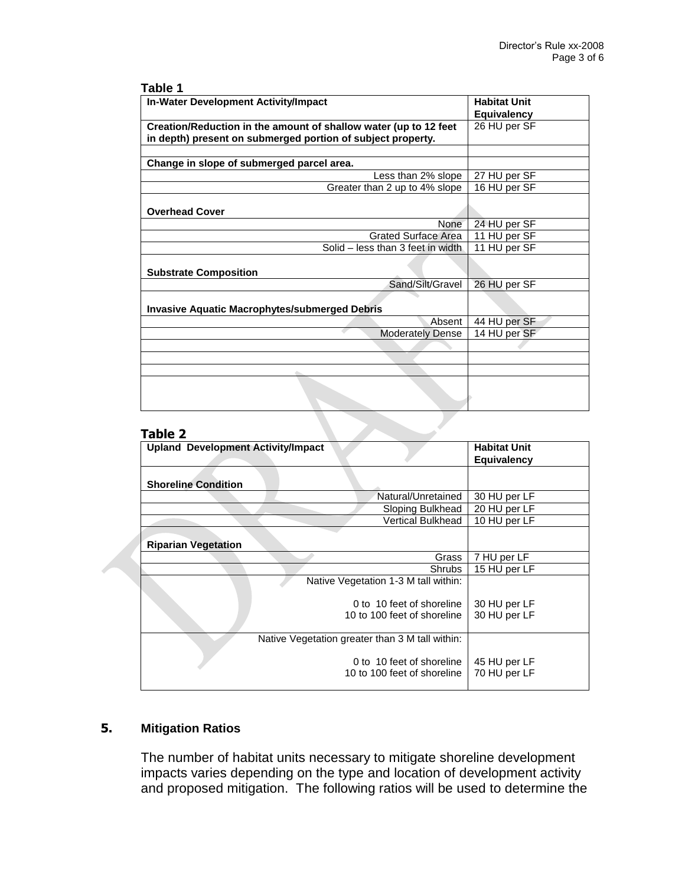**Table 1**

| In-Water Development Activity/Impact | Habitat Unit Equivalency |
|---|---|
| **Creation/Reduction in the amount of shallow water (up to 12 feet in depth) present on submerged portion of subject property.** | 26 HU per SF |
| | |
| **Change in slope of submerged parcel area.** | |
| Less than 2% slope | 27 HU per SF |
| Greater than 2 up to 4% slope | 16 HU per SF |
| **Overhead Cover** | |
| None | 24 HU per SF |
| Grated Surface Area | 11 HU per SF |
| Solid – less than 3 feet in width | 11 HU per SF |
| **Substrate Composition** | |
| Sand/Silt/Gravel | 26 HU per SF |
| **Invasive Aquatic Macrophytes/submerged Debris** | |
| Absent | 44 HU per SF |
| Moderately Dense | 14 HU per SF |
| | |
| | |
| | |
| | |

**Table 2**

| Upland Development Activity/Impact | Habitat Unit Equivalency |
|---|---|
| **Shoreline Condition** | |
| Natural/Unretained | 30 HU per LF |
| Sloping Bulkhead | 20 HU per LF |
| Vertical Bulkhead | 10 HU per LF |
| **Riparian Vegetation** | |
| Grass | 7 HU per LF |
| Shrubs | 15 HU per LF |
| Native Vegetation 1-3 M tall within: 0 to 10 feet of shoreline; 10 to 100 feet of shoreline | 30 HU per LF; 30 HU per LF |
| Native Vegetation greater than 3 M tall within: 0 to 10 feet of shoreline; 10 to 100 feet of shoreline | 45 HU per LF; 70 HU per LF |

## 5. Mitigation Ratios

The number of habitat units necessary to mitigate shoreline development impacts varies depending on the type and location of development activity and proposed mitigation. The following ratios will be used to determine the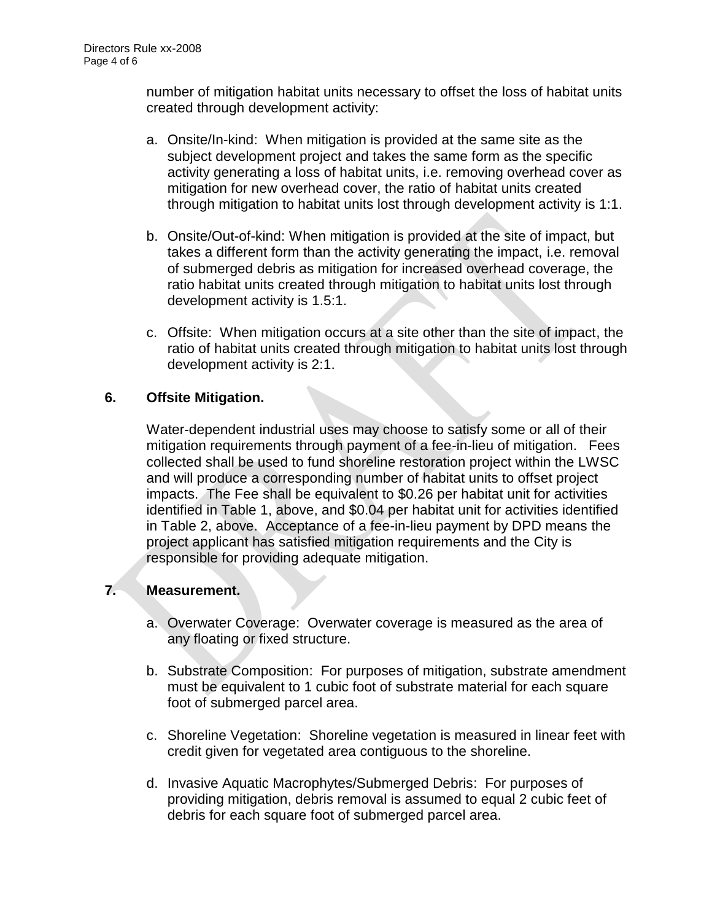number of mitigation habitat units necessary to offset the loss of habitat units created through development activity:

a. Onsite/In-kind: When mitigation is provided at the same site as the subject development project and takes the same form as the specific activity generating a loss of habitat units, i.e. removing overhead cover as mitigation for new overhead cover, the ratio of habitat units created through mitigation to habitat units lost through development activity is 1:1.

b. Onsite/Out-of-kind: When mitigation is provided at the site of impact, but takes a different form than the activity generating the impact, i.e. removal of submerged debris as mitigation for increased overhead coverage, the ratio habitat units created through mitigation to habitat units lost through development activity is 1.5:1.

c. Offsite: When mitigation occurs at a site other than the site of impact, the ratio of habitat units created through mitigation to habitat units lost through development activity is 2:1.

## 6. Offsite Mitigation.

Water-dependent industrial uses may choose to satisfy some or all of their mitigation requirements through payment of a fee-in-lieu of mitigation. Fees collected shall be used to fund shoreline restoration project within the LWSC and will produce a corresponding number of habitat units to offset project impacts. The Fee shall be equivalent to $0.26 per habitat unit for activities identified in Table 1, above, and $0.04 per habitat unit for activities identified in Table 2, above. Acceptance of a fee-in-lieu payment by DPD means the project applicant has satisfied mitigation requirements and the City is responsible for providing adequate mitigation.

## 7. Measurement.

a. Overwater Coverage: Overwater coverage is measured as the area of any floating or fixed structure.

b. Substrate Composition: For purposes of mitigation, substrate amendment must be equivalent to 1 cubic foot of substrate material for each square foot of submerged parcel area.

c. Shoreline Vegetation: Shoreline vegetation is measured in linear feet with credit given for vegetated area contiguous to the shoreline.

d. Invasive Aquatic Macrophytes/Submerged Debris: For purposes of providing mitigation, debris removal is assumed to equal 2 cubic feet of debris for each square foot of submerged parcel area.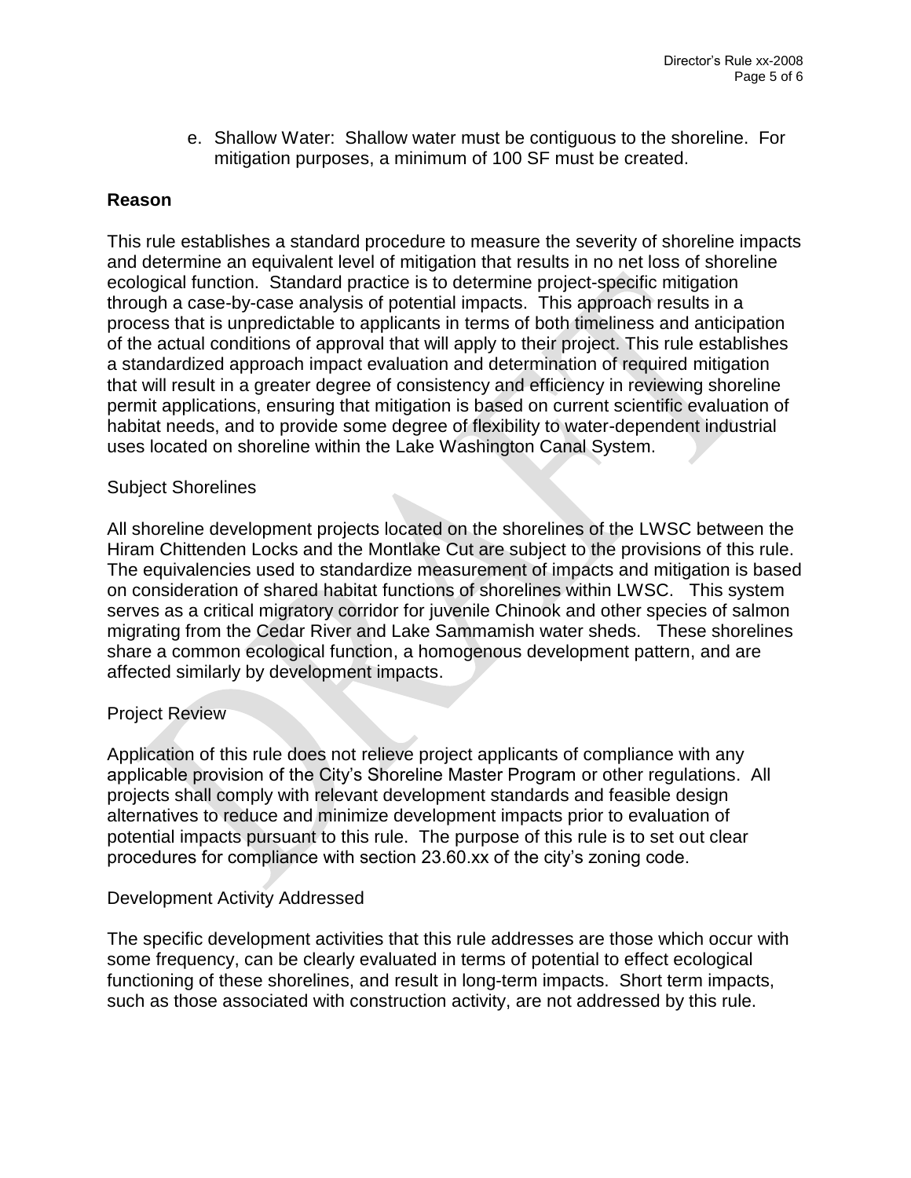e. Shallow Water: Shallow water must be contiguous to the shoreline. For mitigation purposes, a minimum of 100 SF must be created.

## Reason

This rule establishes a standard procedure to measure the severity of shoreline impacts and determine an equivalent level of mitigation that results in no net loss of shoreline ecological function. Standard practice is to determine project-specific mitigation through a case-by-case analysis of potential impacts. This approach results in a process that is unpredictable to applicants in terms of both timeliness and anticipation of the actual conditions of approval that will apply to their project. This rule establishes a standardized approach impact evaluation and determination of required mitigation that will result in a greater degree of consistency and efficiency in reviewing shoreline permit applications, ensuring that mitigation is based on current scientific evaluation of habitat needs, and to provide some degree of flexibility to water-dependent industrial uses located on shoreline within the Lake Washington Canal System.

### Subject Shorelines

All shoreline development projects located on the shorelines of the LWSC between the Hiram Chittenden Locks and the Montlake Cut are subject to the provisions of this rule. The equivalencies used to standardize measurement of impacts and mitigation is based on consideration of shared habitat functions of shorelines within LWSC. This system serves as a critical migratory corridor for juvenile Chinook and other species of salmon migrating from the Cedar River and Lake Sammamish water sheds. These shorelines share a common ecological function, a homogenous development pattern, and are affected similarly by development impacts.

### Project Review

Application of this rule does not relieve project applicants of compliance with any applicable provision of the City's Shoreline Master Program or other regulations. All projects shall comply with relevant development standards and feasible design alternatives to reduce and minimize development impacts prior to evaluation of potential impacts pursuant to this rule. The purpose of this rule is to set out clear procedures for compliance with section 23.60.xx of the city's zoning code.

### Development Activity Addressed

The specific development activities that this rule addresses are those which occur with some frequency, can be clearly evaluated in terms of potential to effect ecological functioning of these shorelines, and result in long-term impacts. Short term impacts, such as those associated with construction activity, are not addressed by this rule.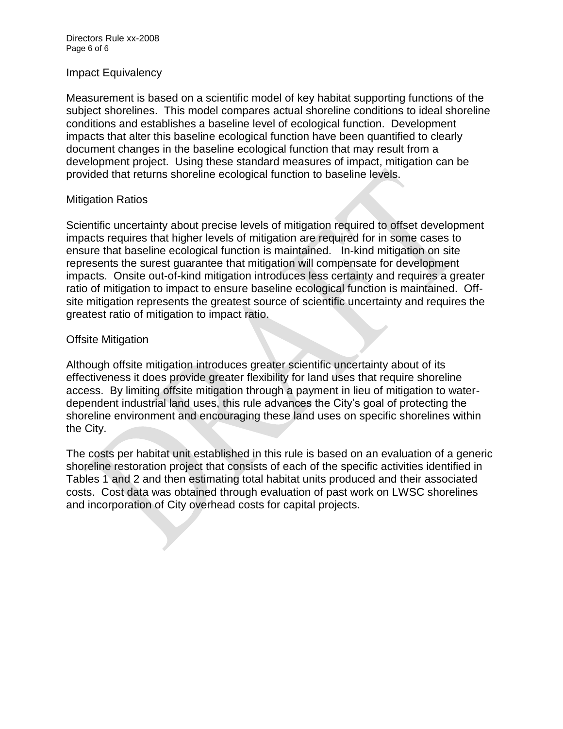## Impact Equivalency

Measurement is based on a scientific model of key habitat supporting functions of the subject shorelines. This model compares actual shoreline conditions to ideal shoreline conditions and establishes a baseline level of ecological function. Development impacts that alter this baseline ecological function have been quantified to clearly document changes in the baseline ecological function that may result from a development project. Using these standard measures of impact, mitigation can be provided that returns shoreline ecological function to baseline levels.

## Mitigation Ratios

Scientific uncertainty about precise levels of mitigation required to offset development impacts requires that higher levels of mitigation are required for in some cases to ensure that baseline ecological function is maintained. In-kind mitigation on site represents the surest guarantee that mitigation will compensate for development impacts. Onsite out-of-kind mitigation introduces less certainty and requires a greater ratio of mitigation to impact to ensure baseline ecological function is maintained. Off-site mitigation represents the greatest source of scientific uncertainty and requires the greatest ratio of mitigation to impact ratio.

## Offsite Mitigation

Although offsite mitigation introduces greater scientific uncertainty about of its effectiveness it does provide greater flexibility for land uses that require shoreline access. By limiting offsite mitigation through a payment in lieu of mitigation to water-dependent industrial land uses, this rule advances the City's goal of protecting the shoreline environment and encouraging these land uses on specific shorelines within the City.

The costs per habitat unit established in this rule is based on an evaluation of a generic shoreline restoration project that consists of each of the specific activities identified in Tables 1 and 2 and then estimating total habitat units produced and their associated costs. Cost data was obtained through evaluation of past work on LWSC shorelines and incorporation of City overhead costs for capital projects.